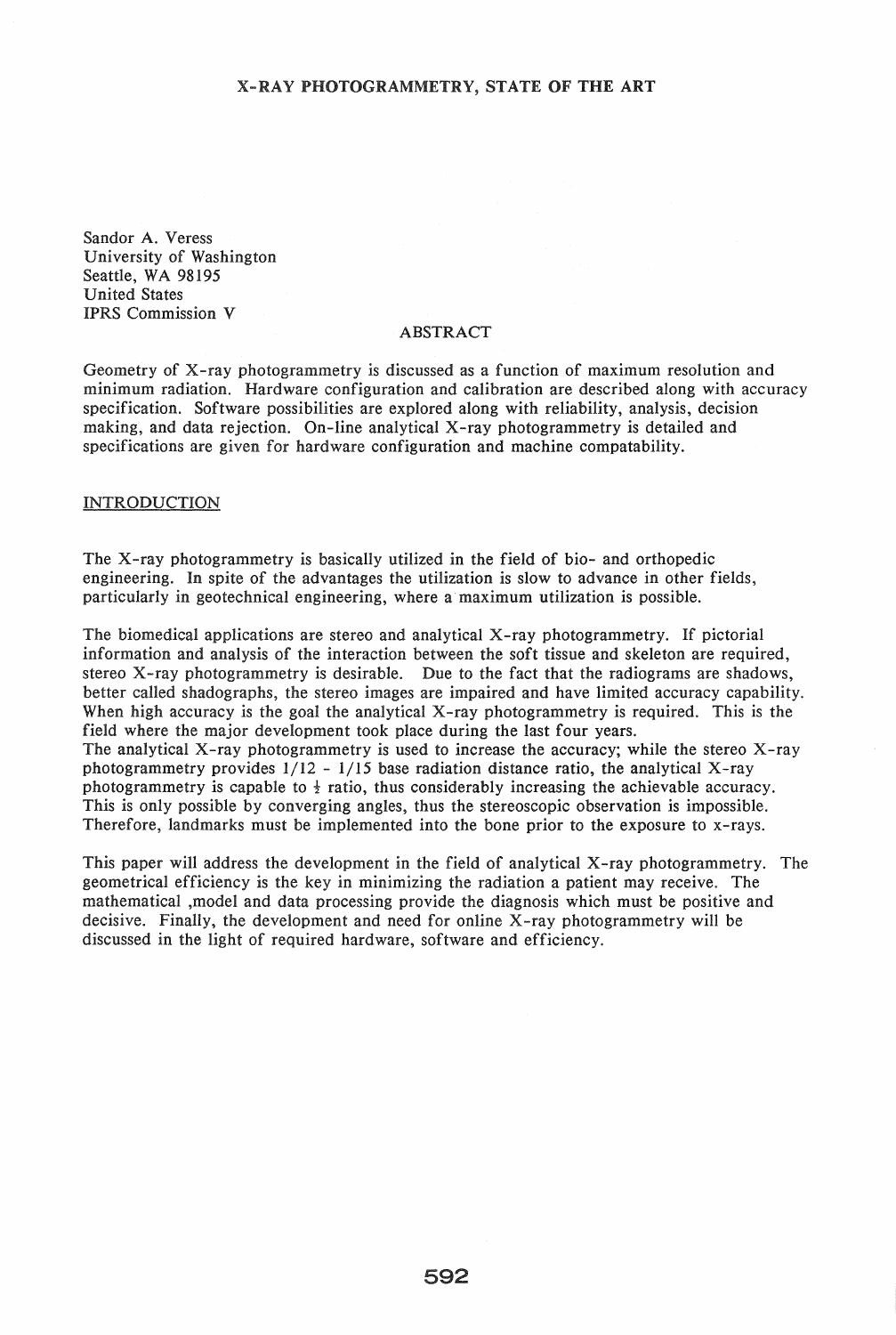# X-RAY PHOTOGRAMMETRY, STATE OF THE ART

Sandor A. Veress
University of Washington
Seattle, WA 98195
United States
IPRS Commission V

## ABSTRACT

Geometry of X-ray photogrammetry is discussed as a function of maximum resolution and minimum radiation. Hardware configuration and calibration are described along with accuracy specification. Software possibilities are explored along with reliability, analysis, decision making, and data rejection. On-line analytical X-ray photogrammetry is detailed and specifications are given for hardware configuration and machine compatability.

## INTRODUCTION

The X-ray photogrammetry is basically utilized in the field of bio- and orthopedic engineering. In spite of the advantages the utilization is slow to advance in other fields, particularly in geotechnical engineering, where a maximum utilization is possible.

The biomedical applications are stereo and analytical X-ray photogrammetry. If pictorial information and analysis of the interaction between the soft tissue and skeleton are required, stereo X-ray photogrammetry is desirable. Due to the fact that the radiograms are shadows, better called shadographs, the stereo images are impaired and have limited accuracy capability. When high accuracy is the goal the analytical X-ray photogrammetry is required. This is the field where the major development took place during the last four years.
The analytical X-ray photogrammetry is used to increase the accuracy; while the stereo X-ray photogrammetry provides 1/12 - 1/15 base radiation distance ratio, the analytical X-ray photogrammetry is capable to ½ ratio, thus considerably increasing the achievable accuracy. This is only possible by converging angles, thus the stereoscopic observation is impossible. Therefore, landmarks must be implemented into the bone prior to the exposure to x-rays.

This paper will address the development in the field of analytical X-ray photogrammetry. The geometrical efficiency is the key in minimizing the radiation a patient may receive. The mathematical ,model and data processing provide the diagnosis which must be positive and decisive. Finally, the development and need for online X-ray photogrammetry will be discussed in the light of required hardware, software and efficiency.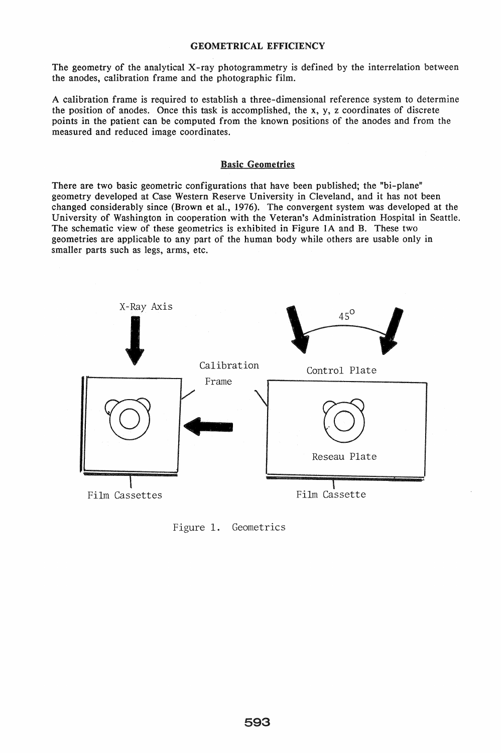## GEOMETRICAL EFFICIENCY

The geometry of the analytical X-ray photogrammetry is defined by the interrelation between the anodes, calibration frame and the photographic film.

A calibration frame is required to establish a three-dimensional reference system to determine the position of anodes. Once this task is accomplished, the x, y, z coordinates of discrete points in the patient can be computed from the known positions of the anodes and from the measured and reduced image coordinates.

### Basic Geometries

There are two basic geometric configurations that have been published; the "bi-plane" geometry developed at Case Western Reserve University in Cleveland, and it has not been changed considerably since (Brown et al., 1976). The convergent system was developed at the University of Washington in cooperation with the Veteran's Administration Hospital in Seattle. The schematic view of these geometrics is exhibited in Figure 1A and B. These two geometries are applicable to any part of the human body while others are usable only in smaller parts such as legs, arms, etc.

X-Ray Axis

45°

Calibration Frame

Control Plate

Reseau Plate

Film Cassettes

Film Cassette

Figure 1. Geometrics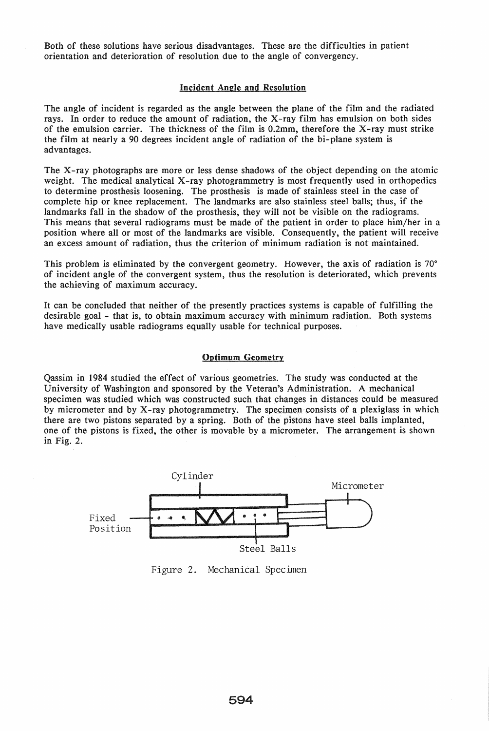Both of these solutions have serious disadvantages. These are the difficulties in patient orientation and deterioration of resolution due to the angle of convergency.

## Incident Angle and Resolution

The angle of incident is regarded as the angle between the plane of the film and the radiated rays. In order to reduce the amount of radiation, the X-ray film has emulsion on both sides of the emulsion carrier. The thickness of the film is 0.2mm, therefore the X-ray must strike the film at nearly a 90 degrees incident angle of radiation of the bi-plane system is advantages.

The X-ray photographs are more or less dense shadows of the object depending on the atomic weight. The medical analytical X-ray photogrammetry is most frequently used in orthopedics to determine prosthesis loosening. The prosthesis is made of stainless steel in the case of complete hip or knee replacement. The landmarks are also stainless steel balls; thus, if the landmarks fall in the shadow of the prosthesis, they will not be visible on the radiograms. This means that several radiograms must be made of the patient in order to place him/her in a position where all or most of the landmarks are visible. Consequently, the patient will receive an excess amount of radiation, thus the criterion of minimum radiation is not maintained.

This problem is eliminated by the convergent geometry. However, the axis of radiation is 70° of incident angle of the convergent system, thus the resolution is deteriorated, which prevents the achieving of maximum accuracy.

It can be concluded that neither of the presently practices systems is capable of fulfilling the desirable goal - that is, to obtain maximum accuracy with minimum radiation. Both systems have medically usable radiograms equally usable for technical purposes.

## Optimum Geometry

Qassim in 1984 studied the effect of various geometries. The study was conducted at the University of Washington and sponsored by the Veteran's Administration. A mechanical specimen was studied which was constructed such that changes in distances could be measured by micrometer and by X-ray photogrammetry. The specimen consists of a plexiglass in which there are two pistons separated by a spring. Both of the pistons have steel balls implanted, one of the pistons is fixed, the other is movable by a micrometer. The arrangement is shown in Fig. 2.

Cylinder

Micrometer

Fixed Position

Steel Balls

Figure 2. Mechanical Specimen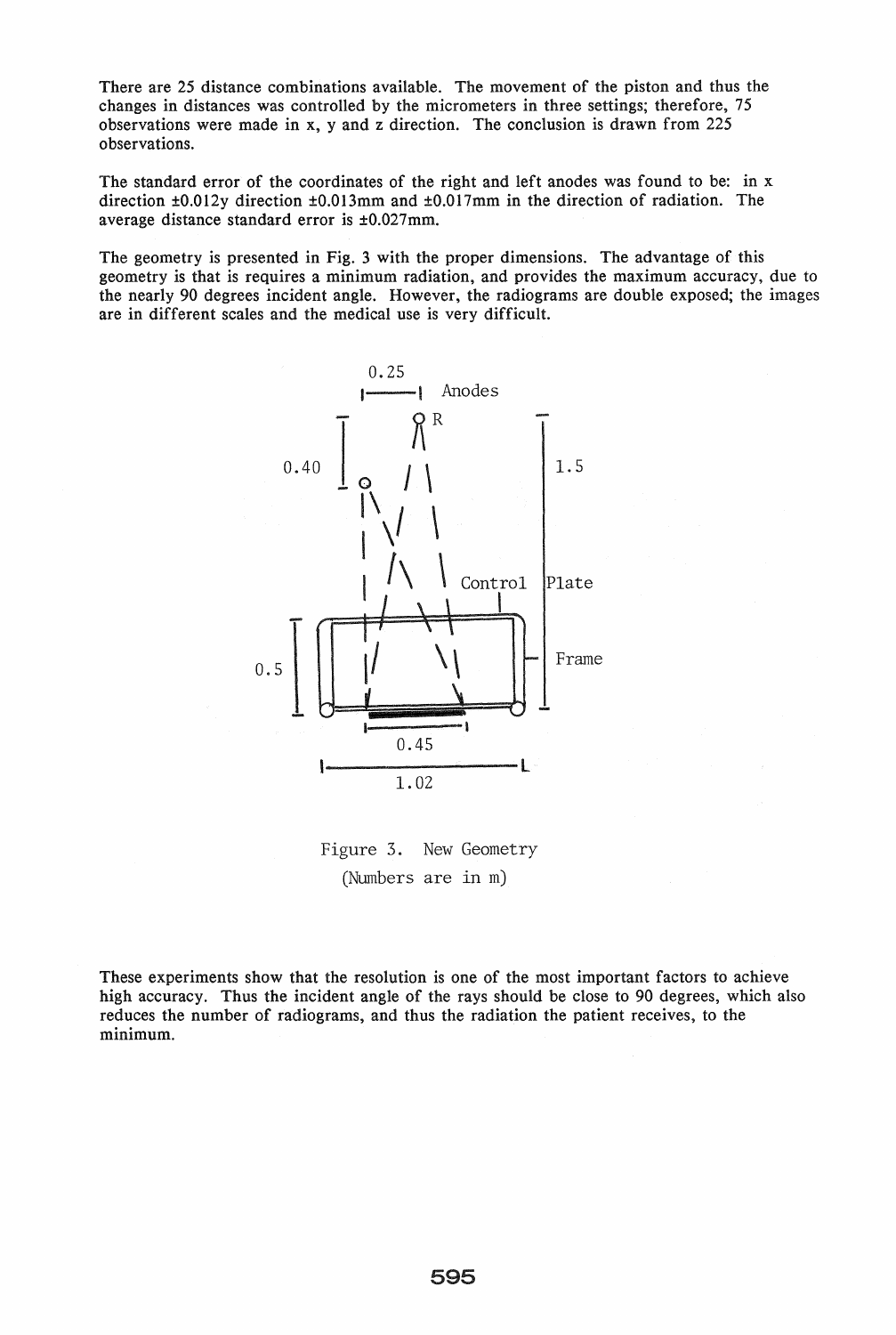There are 25 distance combinations available. The movement of the piston and thus the changes in distances was controlled by the micrometers in three settings; therefore, 75 observations were made in x, y and z direction. The conclusion is drawn from 225 observations.

The standard error of the coordinates of the right and left anodes was found to be: in x direction ±0.012y direction ±0.013mm and ±0.017mm in the direction of radiation. The average distance standard error is ±0.027mm.

The geometry is presented in Fig. 3 with the proper dimensions. The advantage of this geometry is that is requires a minimum radiation, and provides the maximum accuracy, due to the nearly 90 degrees incident angle. However, the radiograms are double exposed; the images are in different scales and the medical use is very difficult.

Figure 3. New Geometry
(Numbers are in m)

These experiments show that the resolution is one of the most important factors to achieve high accuracy. Thus the incident angle of the rays should be close to 90 degrees, which also reduces the number of radiograms, and thus the radiation the patient receives, to the minimum.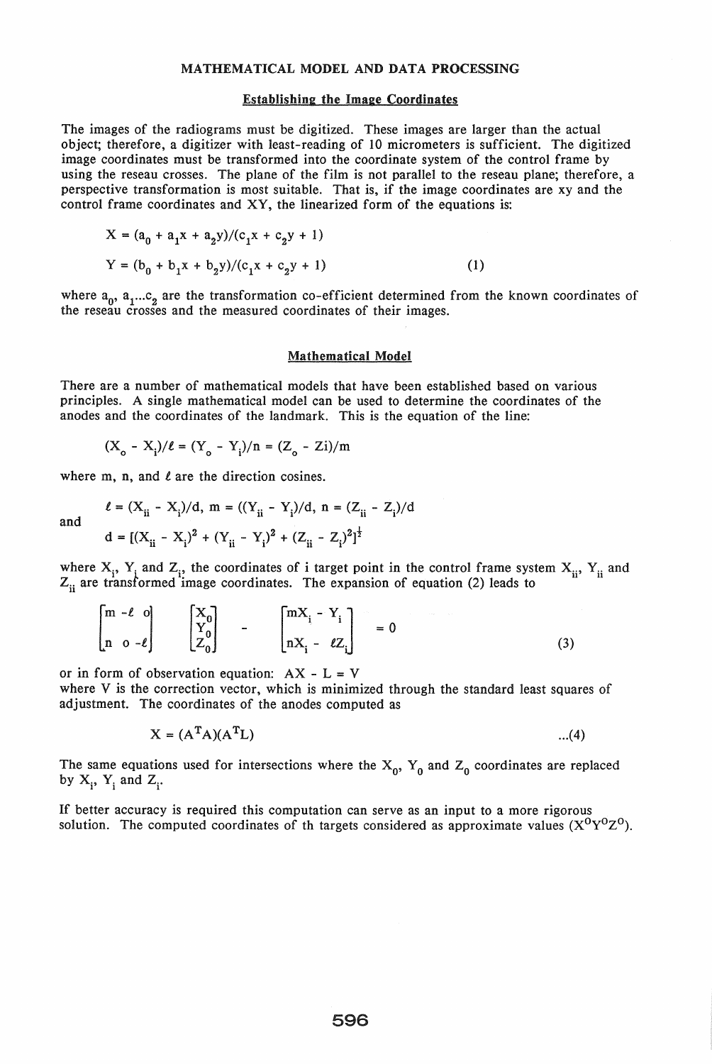## MATHEMATICAL MODEL AND DATA PROCESSING

### Establishing the Image Coordinates

The images of the radiograms must be digitized. These images are larger than the actual object; therefore, a digitizer with least-reading of 10 micrometers is sufficient. The digitized image coordinates must be transformed into the coordinate system of the control frame by using the reseau crosses. The plane of the film is not parallel to the reseau plane; therefore, a perspective transformation is most suitable. That is, if the image coordinates are xy and the control frame coordinates and XY, the linearized form of the equations is:

$$X = (a_0 + a_1x + a_2y)/(c_1x + c_2y + 1)$$

$$Y = (b_0 + b_1x + b_2y)/(c_1x + c_2y + 1) \qquad (1)$$

where $a_0$, $a_1$...$c_2$ are the transformation co-efficient determined from the known coordinates of the reseau crosses and the measured coordinates of their images.

### Mathematical Model

There are a number of mathematical models that have been established based on various principles. A single mathematical model can be used to determine the coordinates of the anodes and the coordinates of the landmark. This is the equation of the line:

$$(X_o - X_i)/\ell = (Y_o - Y_i)/n = (Z_o - Zi)/m$$

where m, n, and $\ell$ are the direction cosines.

$$\ell = (X_{ii} - X_i)/d, \; m = ((Y_{ii} - Y_i)/d, \; n = (Z_{ii} - Z_i)/d$$

and

$$d = [(X_{ii} - X_i)^2 + (Y_{ii} - Y_i)^2 + (Z_{ii} - Z_i)^2]^{\frac{1}{2}}$$

where $X_i$, $Y_i$ and $Z_i$, the coordinates of i target point in the control frame system $X_{ii}$, $Y_{ii}$ and $Z_{ii}$ are transformed image coordinates. The expansion of equation (2) leads to

$$\begin{bmatrix} m & -\ell & o \\ n & o & -\ell \end{bmatrix} \begin{bmatrix} X_0 \\ Y_0 \\ Z_0 \end{bmatrix} - \begin{bmatrix} mX_i - Y_i \\ nX_i - \ell Z_i \end{bmatrix} = 0 \qquad (3)$$

or in form of observation equation: $AX - L = V$
where V is the correction vector, which is minimized through the standard least squares of adjustment. The coordinates of the anodes computed as

$$X = (A^TA)(A^TL) \qquad ...(4)$$

The same equations used for intersections where the $X_0$, $Y_0$ and $Z_0$ coordinates are replaced by $X_i$, $Y_i$ and $Z_i$.

If better accuracy is required this computation can serve as an input to a more rigorous solution. The computed coordinates of th targets considered as approximate values ($X^oY^oZ^o$).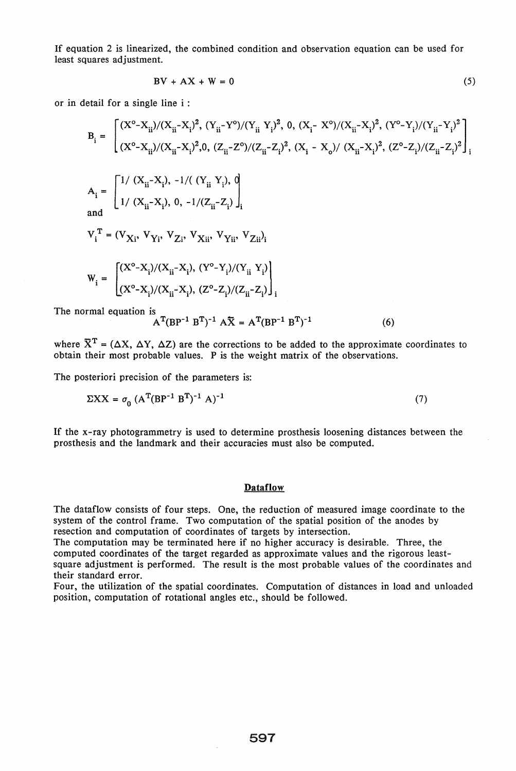If equation 2 is linearized, the combined condition and observation equation can be used for least squares adjustment.

$$BV + AX + W = 0 \tag{5}$$

or in detail for a single line i :

$$B_i = \begin{bmatrix} (X^o-X_{ii})/(X_{ii}-X_i)^2, & (Y_{ii}-Y^o)/(Y_{ii}\ Y_i)^2, & 0, & (X_i- X^o)/(X_{ii}-X_i)^2, & (Y^o-Y_i)/(Y_{ii}-Y_i)^2 \\ (X^o-X_{ii})/(X_{ii}-X_i)^2, & 0, & (Z_{ii}-Z^o)/(Z_{ii}-Z_i)^2, & (X_i - X_o)/ (X_{ii}-X_i)^2, & (Z^o-Z_i)/(Z_{ii}-Z_i)^2 \end{bmatrix}_i$$

$$A_i = \begin{bmatrix} 1/ (X_{ii}-X_i), & -1/( (Y_{ii}\ Y_i), & 0 \\ 1/ (X_{ii}-X_i), & 0, & -1/(Z_{ii}-Z_i) \end{bmatrix}_i$$

and

$$V_i^T = (V_{Xi}, V_{Yi}, V_{Zi}, V_{Xii}, V_{Yii}, V_{Zii})_i$$

$$W_i = \begin{bmatrix} (X^o-X_i)/(X_{ii}-X_i), & (Y^o-Y_i)/(Y_{ii}\ Y_i) \\ (X^o-X_i)/(X_{ii}-X_i), & (Z^o-Z_i)/(Z_{ii}-Z_i) \end{bmatrix}_i$$

The normal equation is

$$A^T(BP^{-1}\ B^T)^{-1}\ A\bar{X} = A^T(BP^{-1}\ B^T)^{-1} \tag{6}$$

where $\bar{X}^T = (\Delta X, \Delta Y, \Delta Z)$ are the corrections to be added to the approximate coordinates to obtain their most probable values. P is the weight matrix of the observations.

The posteriori precision of the parameters is:

$$\Sigma XX = \sigma_0\ (A^T(BP^{-1}\ B^T)^{-1}\ A)^{-1} \tag{7}$$

If the x-ray photogrammetry is used to determine prosthesis loosening distances between the prosthesis and the landmark and their accuracies must also be computed.

## Dataflow

The dataflow consists of four steps. One, the reduction of measured image coordinate to the system of the control frame. Two computation of the spatial position of the anodes by resection and computation of coordinates of targets by intersection.
The computation may be terminated here if no higher accuracy is desirable. Three, the computed coordinates of the target regarded as approximate values and the rigorous least-square adjustment is performed. The result is the most probable values of the coordinates and their standard error.
Four, the utilization of the spatial coordinates. Computation of distances in load and unloaded position, computation of rotational angles etc., should be followed.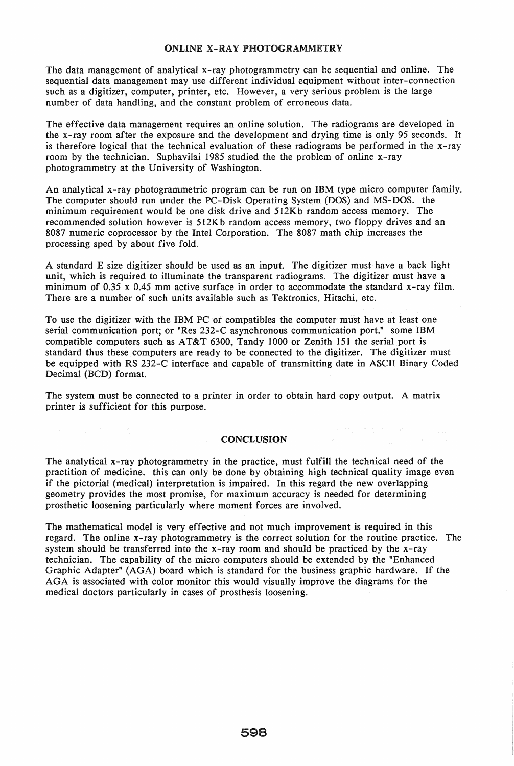## ONLINE X-RAY PHOTOGRAMMETRY

The data management of analytical x-ray photogrammetry can be sequential and online. The sequential data management may use different individual equipment without inter-connection such as a digitizer, computer, printer, etc. However, a very serious problem is the large number of data handling, and the constant problem of erroneous data.

The effective data management requires an online solution. The radiograms are developed in the x-ray room after the exposure and the development and drying time is only 95 seconds. It is therefore logical that the technical evaluation of these radiograms be performed in the x-ray room by the technician. Suphavilai 1985 studied the the problem of online x-ray photogrammetry at the University of Washington.

An analytical x-ray photogrammetric program can be run on IBM type micro computer family. The computer should run under the PC-Disk Operating System (DOS) and MS-DOS. the minimum requirement would be one disk drive and 512Kb random access memory. The recommended solution however is 512Kb random access memory, two floppy drives and an 8087 numeric coprocessor by the Intel Corporation. The 8087 math chip increases the processing sped by about five fold.

A standard E size digitizer should be used as an input. The digitizer must have a back light unit, which is required to illuminate the transparent radiograms. The digitizer must have a minimum of 0.35 x 0.45 mm active surface in order to accommodate the standard x-ray film. There are a number of such units available such as Tektronics, Hitachi, etc.

To use the digitizer with the IBM PC or compatibles the computer must have at least one serial communication port; or "Res 232-C asynchronous communication port." some IBM compatible computers such as AT&T 6300, Tandy 1000 or Zenith 151 the serial port is standard thus these computers are ready to be connected to the digitizer. The digitizer must be equipped with RS 232-C interface and capable of transmitting date in ASCII Binary Coded Decimal (BCD) format.

The system must be connected to a printer in order to obtain hard copy output. A matrix printer is sufficient for this purpose.

## CONCLUSION

The analytical x-ray photogrammetry in the practice, must fulfill the technical need of the practition of medicine. this can only be done by obtaining high technical quality image even if the pictorial (medical) interpretation is impaired. In this regard the new overlapping geometry provides the most promise, for maximum accuracy is needed for determining prosthetic loosening particularly where moment forces are involved.

The mathematical model is very effective and not much improvement is required in this regard. The online x-ray photogrammetry is the correct solution for the routine practice. The system should be transferred into the x-ray room and should be practiced by the x-ray technician. The capability of the micro computers should be extended by the "Enhanced Graphic Adapter" (AGA) board which is standard for the business graphic hardware. If the AGA is associated with color monitor this would visually improve the diagrams for the medical doctors particularly in cases of prosthesis loosening.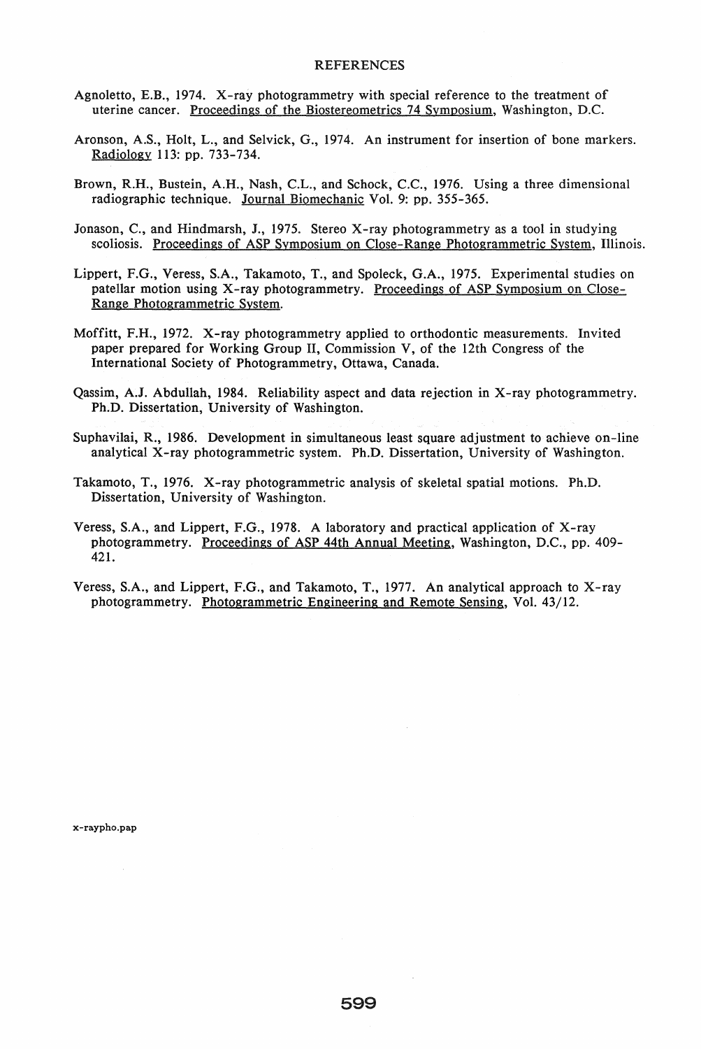## REFERENCES

Agnoletto, E.B., 1974. X-ray photogrammetry with special reference to the treatment of uterine cancer. Proceedings of the Biostereometrics 74 Symposium, Washington, D.C.

Aronson, A.S., Holt, L., and Selvick, G., 1974. An instrument for insertion of bone markers. Radiology 113: pp. 733-734.

Brown, R.H., Bustein, A.H., Nash, C.L., and Schock, C.C., 1976. Using a three dimensional radiographic technique. Journal Biomechanic Vol. 9: pp. 355-365.

Jonason, C., and Hindmarsh, J., 1975. Stereo X-ray photogrammetry as a tool in studying scoliosis. Proceedings of ASP Symposium on Close-Range Photogrammetric System, Illinois.

Lippert, F.G., Veress, S.A., Takamoto, T., and Spoleck, G.A., 1975. Experimental studies on patellar motion using X-ray photogrammetry. Proceedings of ASP Symposium on Close-Range Photogrammetric System.

Moffitt, F.H., 1972. X-ray photogrammetry applied to orthodontic measurements. Invited paper prepared for Working Group II, Commission V, of the 12th Congress of the International Society of Photogrammetry, Ottawa, Canada.

Qassim, A.J. Abdullah, 1984. Reliability aspect and data rejection in X-ray photogrammetry. Ph.D. Dissertation, University of Washington.

Suphavilai, R., 1986. Development in simultaneous least square adjustment to achieve on-line analytical X-ray photogrammetric system. Ph.D. Dissertation, University of Washington.

Takamoto, T., 1976. X-ray photogrammetric analysis of skeletal spatial motions. Ph.D. Dissertation, University of Washington.

Veress, S.A., and Lippert, F.G., 1978. A laboratory and practical application of X-ray photogrammetry. Proceedings of ASP 44th Annual Meeting, Washington, D.C., pp. 409-421.

Veress, S.A., and Lippert, F.G., and Takamoto, T., 1977. An analytical approach to X-ray photogrammetry. Photogrammetric Engineering and Remote Sensing, Vol. 43/12.

x-raypho.pap